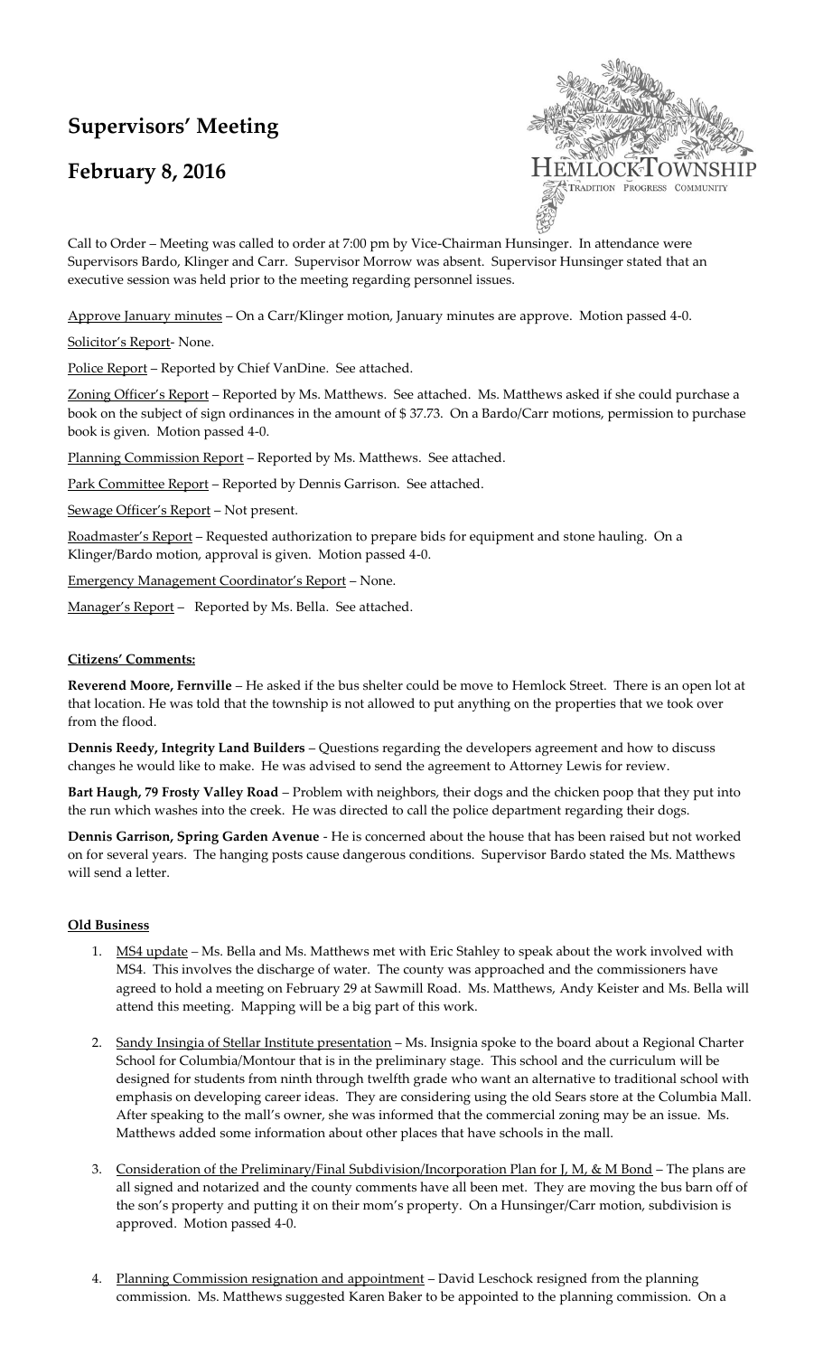# Supervisors' Meeting

## February 8, 2016

Call to Order – Meeting was called to order at 7:00 pm by Vice-Chairman Hunsinger. In attendance were Supervisors Bardo, Klinger and Carr. Supervisor Morrow was absent. Supervisor Hunsinger stated that an executive session was held prior to the meeting regarding personnel issues.

Approve January minutes – On a Carr/Klinger motion, January minutes are approve. Motion passed 4-0.

Solicitor's Report- None.

Police Report – Reported by Chief VanDine. See attached.

Zoning Officer's Report – Reported by Ms. Matthews. See attached. Ms. Matthews asked if she could purchase a book on the subject of sign ordinances in the amount of $ 37.73. On a Bardo/Carr motions, permission to purchase book is given. Motion passed 4-0.

Planning Commission Report – Reported by Ms. Matthews. See attached.

Park Committee Report – Reported by Dennis Garrison. See attached.

Sewage Officer's Report – Not present.

Roadmaster's Report – Requested authorization to prepare bids for equipment and stone hauling. On a Klinger/Bardo motion, approval is given. Motion passed 4-0.

Emergency Management Coordinator's Report – None.

Manager's Report – Reported by Ms. Bella. See attached.

**Citizens' Comments:**

**Reverend Moore, Fernville** – He asked if the bus shelter could be move to Hemlock Street. There is an open lot at that location. He was told that the township is not allowed to put anything on the properties that we took over from the flood.

**Dennis Reedy, Integrity Land Builders** – Questions regarding the developers agreement and how to discuss changes he would like to make. He was advised to send the agreement to Attorney Lewis for review.

**Bart Haugh, 79 Frosty Valley Road** – Problem with neighbors, their dogs and the chicken poop that they put into the run which washes into the creek. He was directed to call the police department regarding their dogs.

**Dennis Garrison, Spring Garden Avenue** - He is concerned about the house that has been raised but not worked on for several years. The hanging posts cause dangerous conditions. Supervisor Bardo stated the Ms. Matthews will send a letter.

**Old Business**

1. MS4 update – Ms. Bella and Ms. Matthews met with Eric Stahley to speak about the work involved with MS4. This involves the discharge of water. The county was approached and the commissioners have agreed to hold a meeting on February 29 at Sawmill Road. Ms. Matthews, Andy Keister and Ms. Bella will attend this meeting. Mapping will be a big part of this work.

2. Sandy Insingia of Stellar Institute presentation – Ms. Insignia spoke to the board about a Regional Charter School for Columbia/Montour that is in the preliminary stage. This school and the curriculum will be designed for students from ninth through twelfth grade who want an alternative to traditional school with emphasis on developing career ideas. They are considering using the old Sears store at the Columbia Mall. After speaking to the mall's owner, she was informed that the commercial zoning may be an issue. Ms. Matthews added some information about other places that have schools in the mall.

3. Consideration of the Preliminary/Final Subdivision/Incorporation Plan for J, M, & M Bond – The plans are all signed and notarized and the county comments have all been met. They are moving the bus barn off of the son's property and putting it on their mom's property. On a Hunsinger/Carr motion, subdivision is approved. Motion passed 4-0.

4. Planning Commission resignation and appointment – David Leschock resigned from the planning commission. Ms. Matthews suggested Karen Baker to be appointed to the planning commission. On a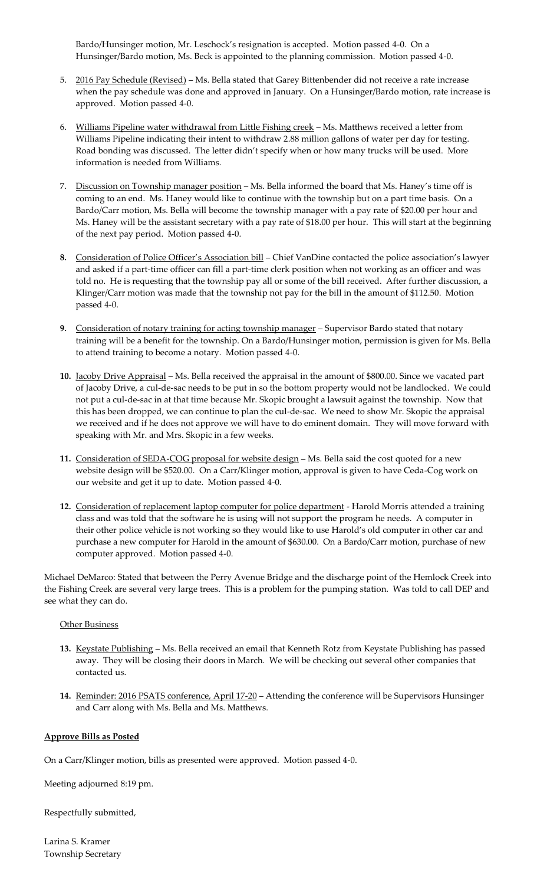Bardo/Hunsinger motion, Mr. Leschock's resignation is accepted. Motion passed 4-0. On a Hunsinger/Bardo motion, Ms. Beck is appointed to the planning commission. Motion passed 4-0.

5. 2016 Pay Schedule (Revised) – Ms. Bella stated that Garey Bittenbender did not receive a rate increase when the pay schedule was done and approved in January. On a Hunsinger/Bardo motion, rate increase is approved. Motion passed 4-0.

6. Williams Pipeline water withdrawal from Little Fishing creek – Ms. Matthews received a letter from Williams Pipeline indicating their intent to withdraw 2.88 million gallons of water per day for testing. Road bonding was discussed. The letter didn't specify when or how many trucks will be used. More information is needed from Williams.

7. Discussion on Township manager position – Ms. Bella informed the board that Ms. Haney's time off is coming to an end. Ms. Haney would like to continue with the township but on a part time basis. On a Bardo/Carr motion, Ms. Bella will become the township manager with a pay rate of $20.00 per hour and Ms. Haney will be the assistant secretary with a pay rate of $18.00 per hour. This will start at the beginning of the next pay period. Motion passed 4-0.

8. Consideration of Police Officer's Association bill – Chief VanDine contacted the police association's lawyer and asked if a part-time officer can fill a part-time clerk position when not working as an officer and was told no. He is requesting that the township pay all or some of the bill received. After further discussion, a Klinger/Carr motion was made that the township not pay for the bill in the amount of $112.50. Motion passed 4-0.

9. Consideration of notary training for acting township manager – Supervisor Bardo stated that notary training will be a benefit for the township. On a Bardo/Hunsinger motion, permission is given for Ms. Bella to attend training to become a notary. Motion passed 4-0.

10. Jacoby Drive Appraisal – Ms. Bella received the appraisal in the amount of $800.00. Since we vacated part of Jacoby Drive, a cul-de-sac needs to be put in so the bottom property would not be landlocked. We could not put a cul-de-sac in at that time because Mr. Skopic brought a lawsuit against the township. Now that this has been dropped, we can continue to plan the cul-de-sac. We need to show Mr. Skopic the appraisal we received and if he does not approve we will have to do eminent domain. They will move forward with speaking with Mr. and Mrs. Skopic in a few weeks.

11. Consideration of SEDA-COG proposal for website design – Ms. Bella said the cost quoted for a new website design will be $520.00. On a Carr/Klinger motion, approval is given to have Ceda-Cog work on our website and get it up to date. Motion passed 4-0.

12. Consideration of replacement laptop computer for police department - Harold Morris attended a training class and was told that the software he is using will not support the program he needs. A computer in their other police vehicle is not working so they would like to use Harold's old computer in other car and purchase a new computer for Harold in the amount of $630.00. On a Bardo/Carr motion, purchase of new computer approved. Motion passed 4-0.

Michael DeMarco: Stated that between the Perry Avenue Bridge and the discharge point of the Hemlock Creek into the Fishing Creek are several very large trees. This is a problem for the pumping station. Was told to call DEP and see what they can do.

Other Business

13. Keystate Publishing – Ms. Bella received an email that Kenneth Rotz from Keystate Publishing has passed away. They will be closing their doors in March. We will be checking out several other companies that contacted us.

14. Reminder: 2016 PSATS conference, April 17-20 – Attending the conference will be Supervisors Hunsinger and Carr along with Ms. Bella and Ms. Matthews.

**Approve Bills as Posted**

On a Carr/Klinger motion, bills as presented were approved. Motion passed 4-0.

Meeting adjourned 8:19 pm.

Respectfully submitted,

Larina S. Kramer
Township Secretary